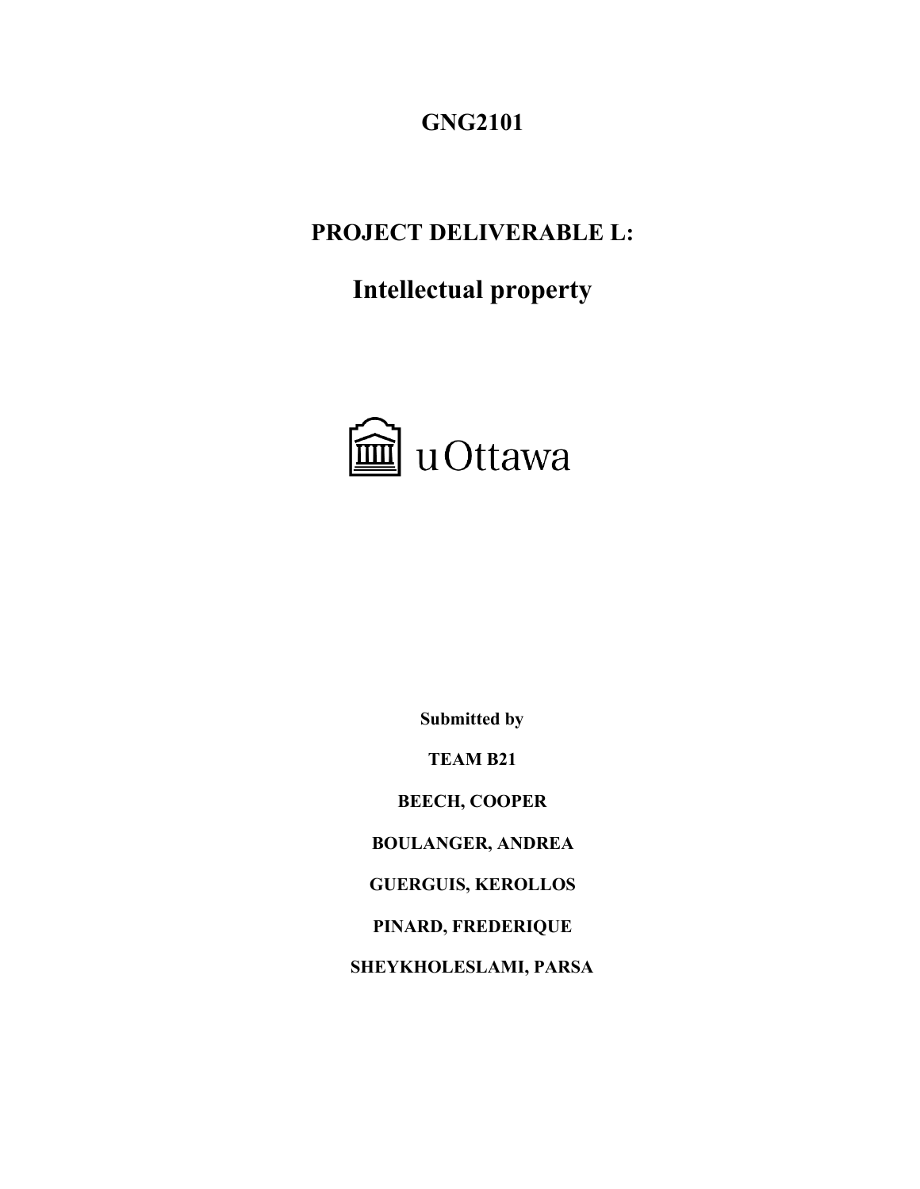**GNG2101**

# PROJECT DELIVERABLE L:

## Intellectual property

u Ottawa

**Submitted by**

**TEAM B21**

**BEECH, COOPER**

**BOULANGER, ANDREA**

**GUERGUIS, KEROLLOS**

**PINARD, FREDERIQUE**

**SHEYKHOLESLAMI, PARSA**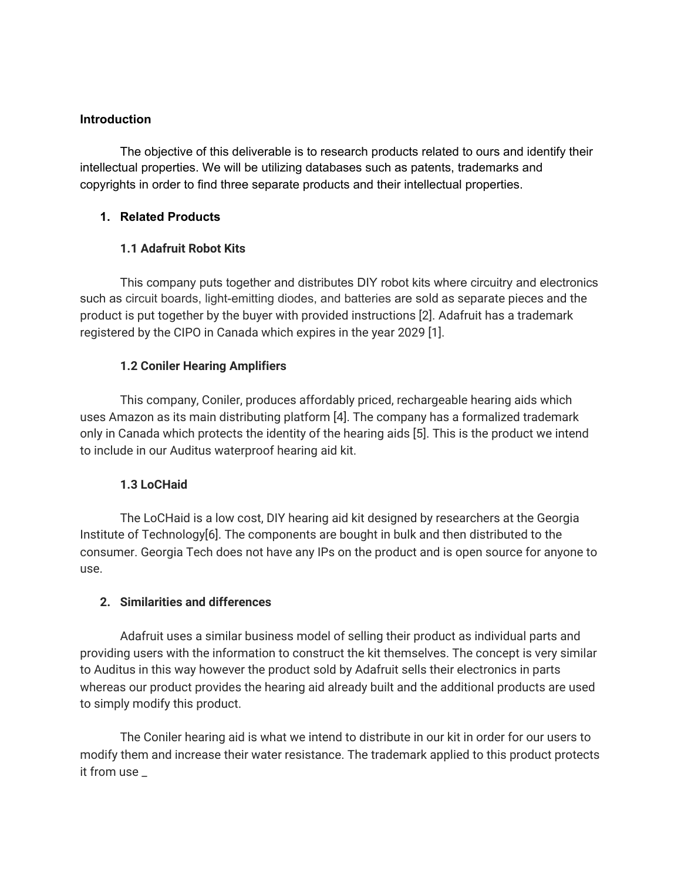**Introduction**

The objective of this deliverable is to research products related to ours and identify their intellectual properties. We will be utilizing databases such as patents, trademarks and copyrights in order to find three separate products and their intellectual properties.

1. **Related Products**

**1.1 Adafruit Robot Kits**

This company puts together and distributes DIY robot kits where circuitry and electronics such as circuit boards, light-emitting diodes, and batteries are sold as separate pieces and the product is put together by the buyer with provided instructions [2]. Adafruit has a trademark registered by the CIPO in Canada which expires in the year 2029 [1].

**1.2 Coniler Hearing Amplifiers**

This company, Coniler, produces affordably priced, rechargeable hearing aids which uses Amazon as its main distributing platform [4]. The company has a formalized trademark only in Canada which protects the identity of the hearing aids [5]. This is the product we intend to include in our Auditus waterproof hearing aid kit.

**1.3 LoCHaid**

The LoCHaid is a low cost, DIY hearing aid kit designed by researchers at the Georgia Institute of Technology[6]. The components are bought in bulk and then distributed to the consumer. Georgia Tech does not have any IPs on the product and is open source for anyone to use.

2. **Similarities and differences**

Adafruit uses a similar business model of selling their product as individual parts and providing users with the information to construct the kit themselves. The concept is very similar to Auditus in this way however the product sold by Adafruit sells their electronics in parts whereas our product provides the hearing aid already built and the additional products are used to simply modify this product.

The Coniler hearing aid is what we intend to distribute in our kit in order for our users to modify them and increase their water resistance. The trademark applied to this product protects it from use _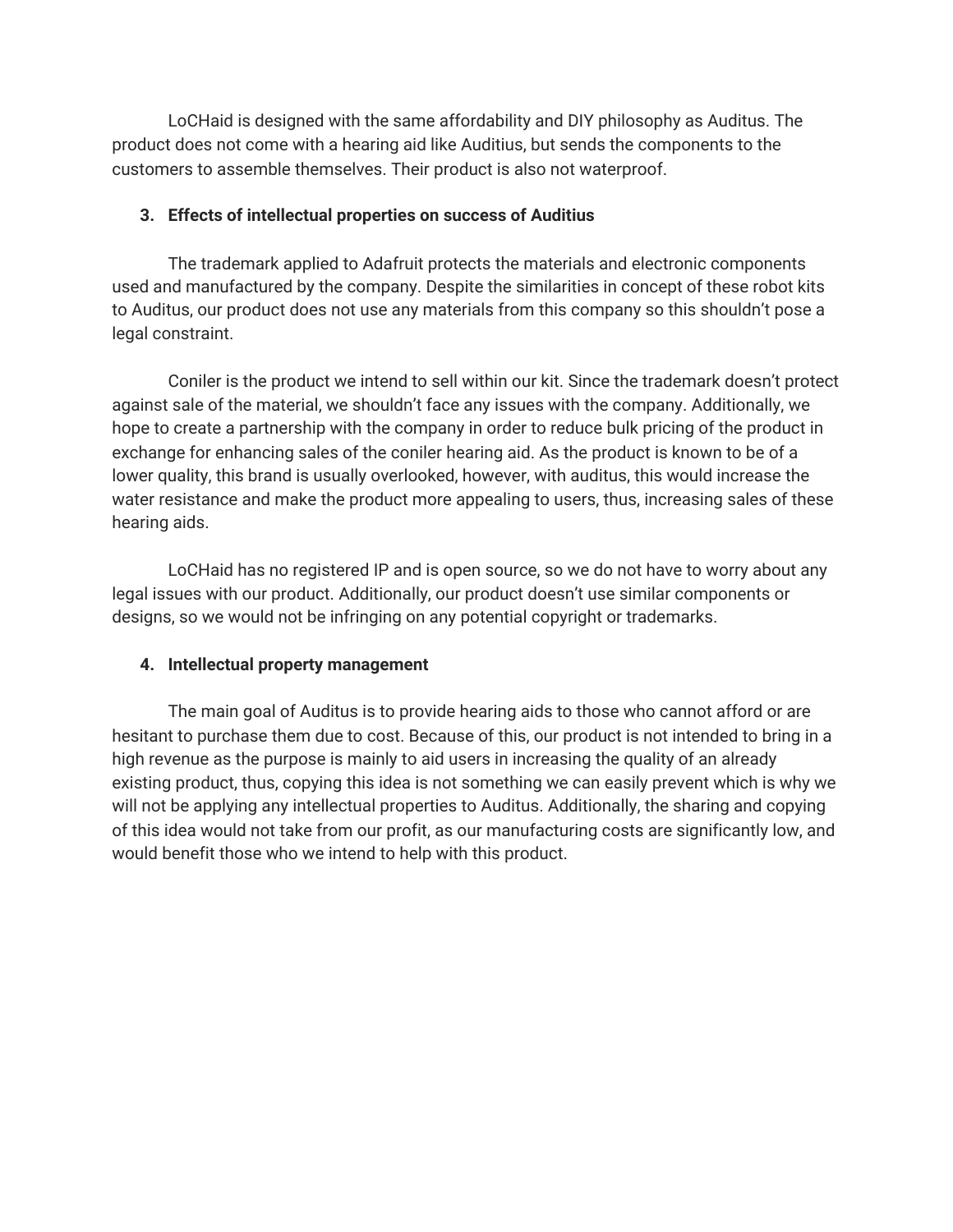LoCHaid is designed with the same affordability and DIY philosophy as Auditus. The product does not come with a hearing aid like Auditius, but sends the components to the customers to assemble themselves. Their product is also not waterproof.

3. **Effects of intellectual properties on success of Auditius**

The trademark applied to Adafruit protects the materials and electronic components used and manufactured by the company. Despite the similarities in concept of these robot kits to Auditus, our product does not use any materials from this company so this shouldn't pose a legal constraint.

Coniler is the product we intend to sell within our kit. Since the trademark doesn't protect against sale of the material, we shouldn't face any issues with the company. Additionally, we hope to create a partnership with the company in order to reduce bulk pricing of the product in exchange for enhancing sales of the coniler hearing aid. As the product is known to be of a lower quality, this brand is usually overlooked, however, with auditus, this would increase the water resistance and make the product more appealing to users, thus, increasing sales of these hearing aids.

LoCHaid has no registered IP and is open source, so we do not have to worry about any legal issues with our product. Additionally, our product doesn't use similar components or designs, so we would not be infringing on any potential copyright or trademarks.

4. **Intellectual property management**

The main goal of Auditus is to provide hearing aids to those who cannot afford or are hesitant to purchase them due to cost. Because of this, our product is not intended to bring in a high revenue as the purpose is mainly to aid users in increasing the quality of an already existing product, thus, copying this idea is not something we can easily prevent which is why we will not be applying any intellectual properties to Auditus. Additionally, the sharing and copying of this idea would not take from our profit, as our manufacturing costs are significantly low, and would benefit those who we intend to help with this product.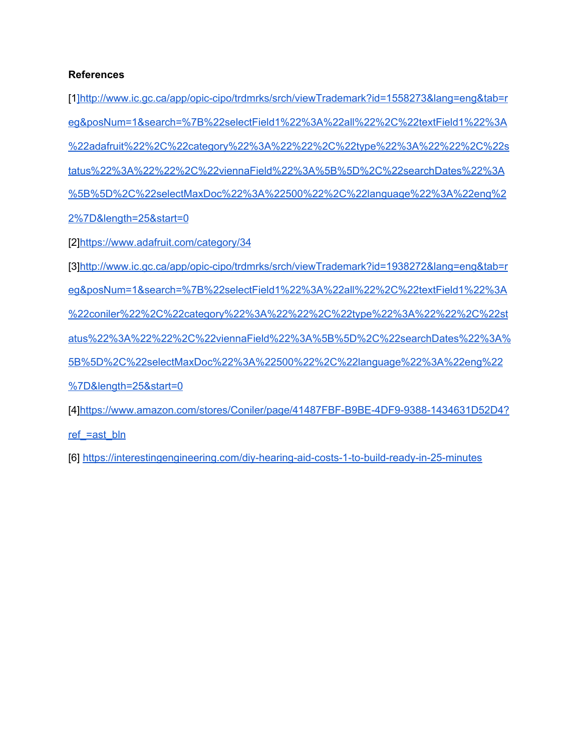**References**

[1]http://www.ic.gc.ca/app/opic-cipo/trdmrks/srch/viewTrademark?id=1558273&lang=eng&tab=reg&posNum=1&search=%7B%22selectField1%22%3A%22all%22%2C%22textField1%22%3A%22adafruit%22%2C%22category%22%3A%22%22%2C%22type%22%3A%22%22%2C%22status%22%3A%22%22%2C%22viennaField%22%3A%5B%5D%2C%22searchDates%22%3A%5B%5D%2C%22selectMaxDoc%22%3A%22500%22%2C%22language%22%3A%22eng%22%7D&length=25&start=0

[2]https://www.adafruit.com/category/34

[3]http://www.ic.gc.ca/app/opic-cipo/trdmrks/srch/viewTrademark?id=1938272&lang=eng&tab=reg&posNum=1&search=%7B%22selectField1%22%3A%22all%22%2C%22textField1%22%3A%22coniler%22%2C%22category%22%3A%22%22%2C%22type%22%3A%22%22%2C%22status%22%3A%22%22%2C%22viennaField%22%3A%5B%5D%2C%22searchDates%22%3A%5B%5D%2C%22selectMaxDoc%22%3A%22500%22%2C%22language%22%3A%22eng%22%7D&length=25&start=0

[4]https://www.amazon.com/stores/Coniler/page/41487FBF-B9BE-4DF9-9388-1434631D52D4?ref_=ast_bln

[6] https://interestingengineering.com/diy-hearing-aid-costs-1-to-build-ready-in-25-minutes